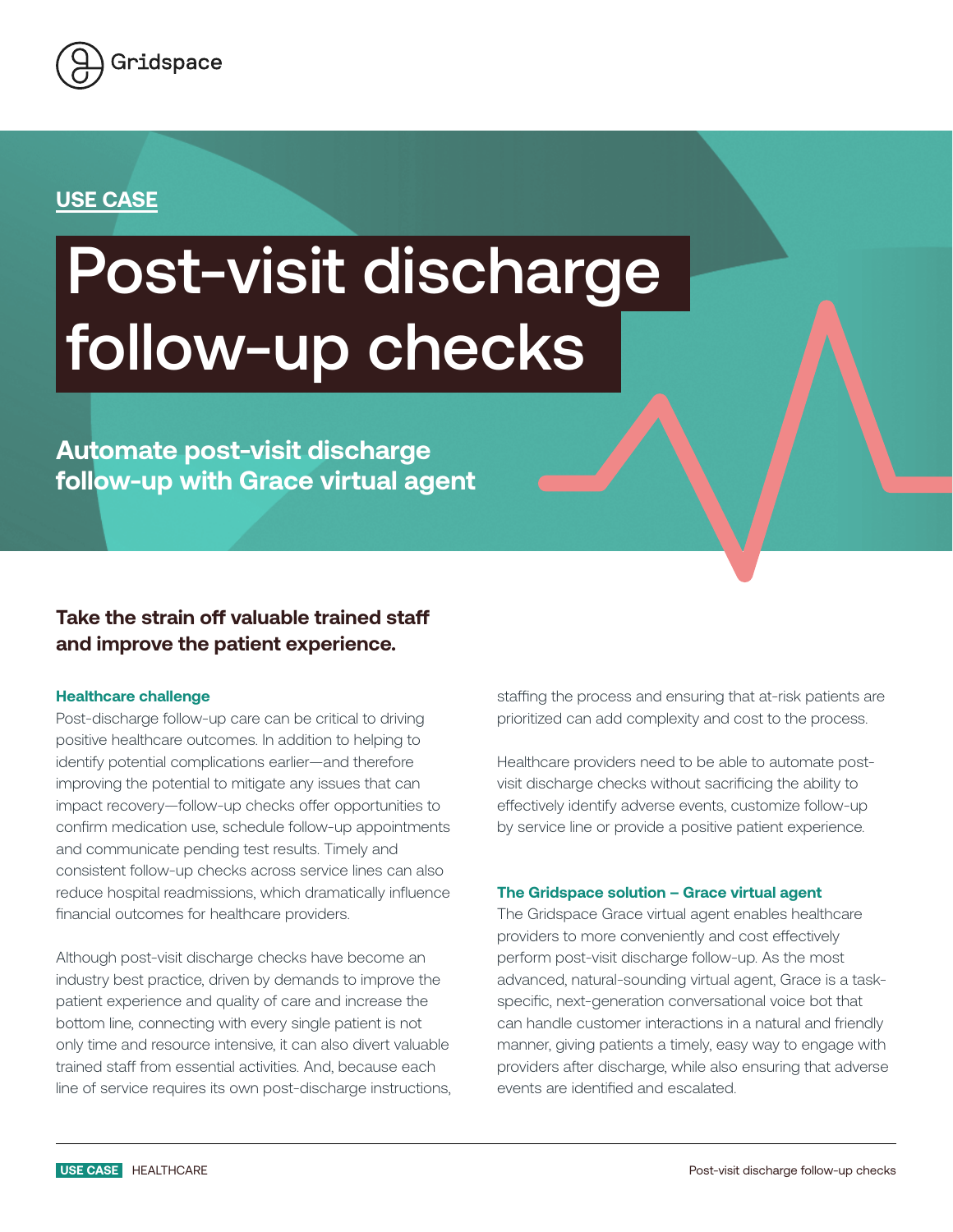Gridspace

**USE CASE**

# Post-visit discharge follow-up checks

## Automate post-visit discharge follow-up with Grace virtual agent

### Take the strain off valuable trained staff and improve the patient experience.

**Healthcare challenge**

Post-discharge follow-up care can be critical to driving positive healthcare outcomes. In addition to helping to identify potential complications earlier—and therefore improving the potential to mitigate any issues that can impact recovery—follow-up checks offer opportunities to confirm medication use, schedule follow-up appointments and communicate pending test results. Timely and consistent follow-up checks across service lines can also reduce hospital readmissions, which dramatically influence financial outcomes for healthcare providers.

Although post-visit discharge checks have become an industry best practice, driven by demands to improve the patient experience and quality of care and increase the bottom line, connecting with every single patient is not only time and resource intensive, it can also divert valuable trained staff from essential activities. And, because each line of service requires its own post-discharge instructions, staffing the process and ensuring that at-risk patients are prioritized can add complexity and cost to the process.

Healthcare providers need to be able to automate post-visit discharge checks without sacrificing the ability to effectively identify adverse events, customize follow-up by service line or provide a positive patient experience.

**The Gridspace solution – Grace virtual agent**

The Gridspace Grace virtual agent enables healthcare providers to more conveniently and cost effectively perform post-visit discharge follow-up. As the most advanced, natural-sounding virtual agent, Grace is a task-specific, next-generation conversational voice bot that can handle customer interactions in a natural and friendly manner, giving patients a timely, easy way to engage with providers after discharge, while also ensuring that adverse events are identified and escalated.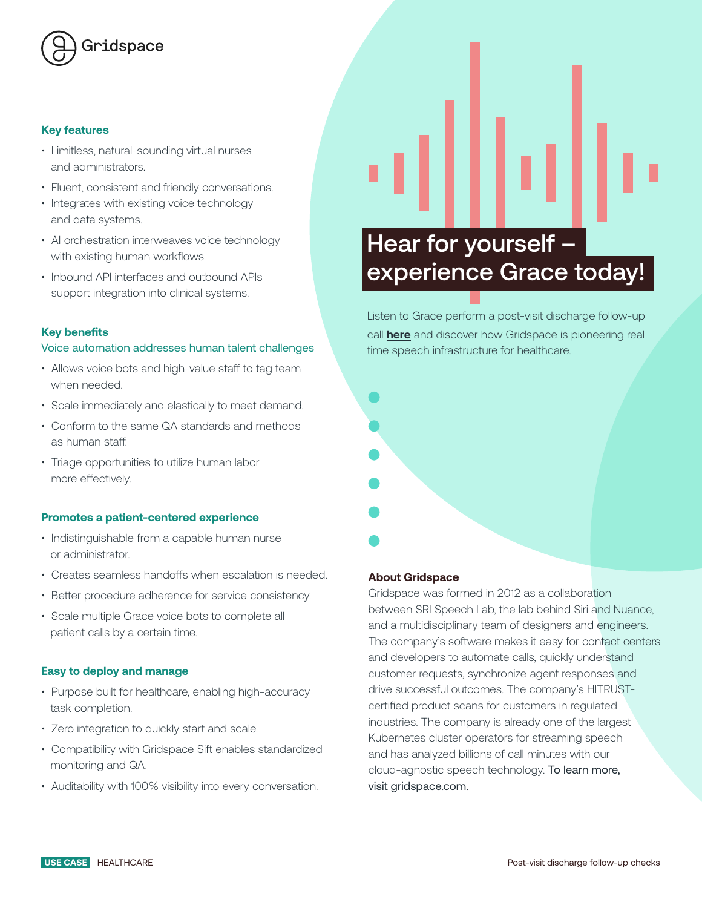![Gridspace](logo)

Gridspace

### Key features

- Limitless, natural-sounding virtual nurses and administrators.
- Fluent, consistent and friendly conversations.
- Integrates with existing voice technology and data systems.
- AI orchestration interweaves voice technology with existing human workflows.
- Inbound API interfaces and outbound APIs support integration into clinical systems.

### Key benefits

Voice automation addresses human talent challenges

- Allows voice bots and high-value staff to tag team when needed.
- Scale immediately and elastically to meet demand.
- Conform to the same QA standards and methods as human staff.
- Triage opportunities to utilize human labor more effectively.

### Promotes a patient-centered experience

- Indistinguishable from a capable human nurse or administrator.
- Creates seamless handoffs when escalation is needed.
- Better procedure adherence for service consistency.
- Scale multiple Grace voice bots to complete all patient calls by a certain time.

### Easy to deploy and manage

- Purpose built for healthcare, enabling high-accuracy task completion.
- Zero integration to quickly start and scale.
- Compatibility with Gridspace Sift enables standardized monitoring and QA.
- Auditability with 100% visibility into every conversation.

## Hear for yourself – experience Grace today!

Listen to Grace perform a post-visit discharge follow-up call **here** and discover how Gridspace is pioneering real time speech infrastructure for healthcare.

### About Gridspace

Gridspace was formed in 2012 as a collaboration between SRI Speech Lab, the lab behind Siri and Nuance, and a multidisciplinary team of designers and engineers. The company's software makes it easy for contact centers and developers to automate calls, quickly understand customer requests, synchronize agent responses and drive successful outcomes. The company's HITRUST-certified product scans for customers in regulated industries. The company is already one of the largest Kubernetes cluster operators for streaming speech and has analyzed billions of call minutes with our cloud-agnostic speech technology. To learn more, visit gridspace.com.

**USE CASE** HEALTHCARE

Post-visit discharge follow-up checks